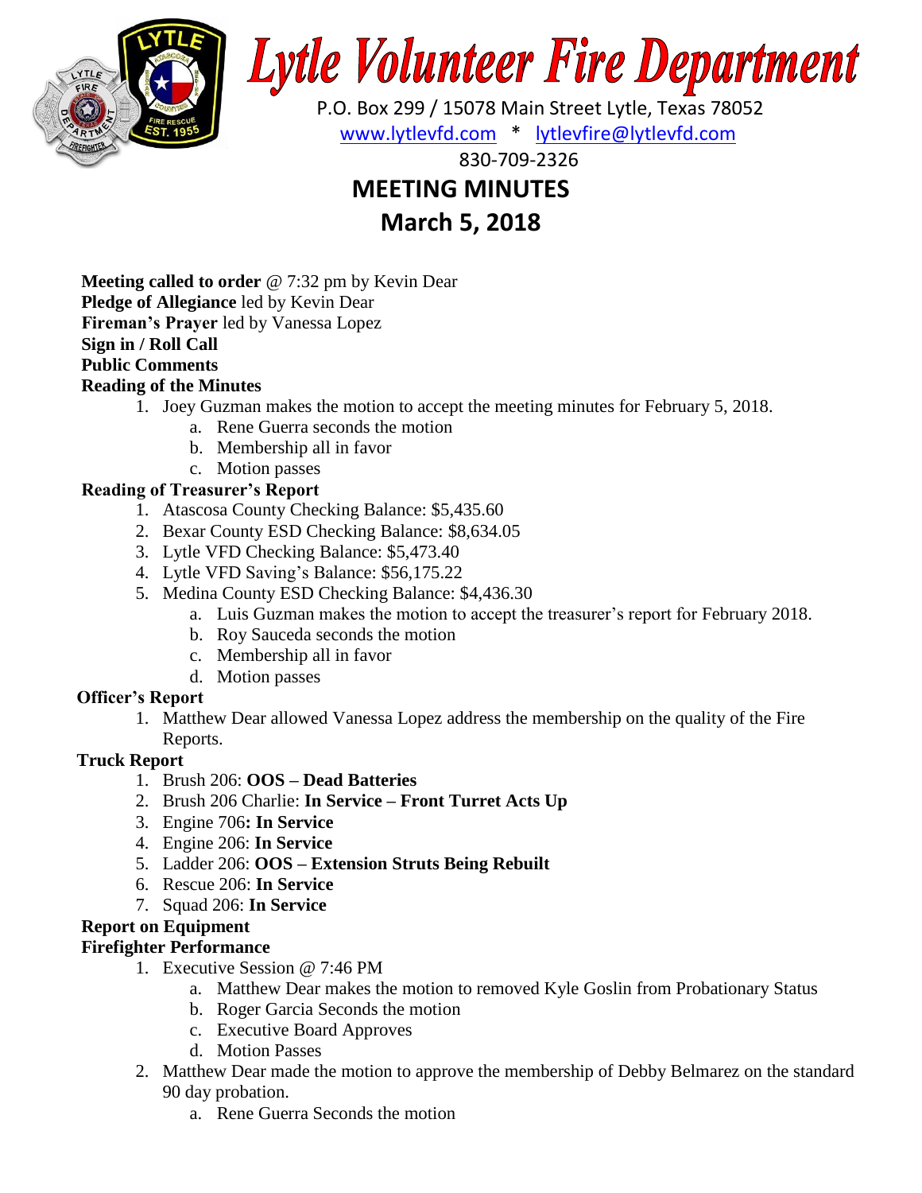# Lytle Volunteer Fire Department

P.O. Box 299 / 15078 Main Street Lytle, Texas 78052

www.lytlevfd.com * lytlevfire@lytlevfd.com

830-709-2326

## MEETING MINUTES

## March 5, 2018

**Meeting called to order** @ 7:32 pm by Kevin Dear

**Pledge of Allegiance** led by Kevin Dear

**Fireman's Prayer** led by Vanessa Lopez

**Sign in / Roll Call**

**Public Comments**

**Reading of the Minutes**

1. Joey Guzman makes the motion to accept the meeting minutes for February 5, 2018.
   a. Rene Guerra seconds the motion
   b. Membership all in favor
   c. Motion passes

**Reading of Treasurer's Report**

1. Atascosa County Checking Balance: $5,435.60
2. Bexar County ESD Checking Balance: $8,634.05
3. Lytle VFD Checking Balance: $5,473.40
4. Lytle VFD Saving's Balance: $56,175.22
5. Medina County ESD Checking Balance: $4,436.30
   a. Luis Guzman makes the motion to accept the treasurer's report for February 2018.
   b. Roy Sauceda seconds the motion
   c. Membership all in favor
   d. Motion passes

**Officer's Report**

1. Matthew Dear allowed Vanessa Lopez address the membership on the quality of the Fire Reports.

**Truck Report**

1. Brush 206: **OOS – Dead Batteries**
2. Brush 206 Charlie: **In Service – Front Turret Acts Up**
3. Engine 706**: In Service**
4. Engine 206: **In Service**
5. Ladder 206: **OOS – Extension Struts Being Rebuilt**
6. Rescue 206: **In Service**
7. Squad 206: **In Service**

**Report on Equipment**

**Firefighter Performance**

1. Executive Session @ 7:46 PM
   a. Matthew Dear makes the motion to removed Kyle Goslin from Probationary Status
   b. Roger Garcia Seconds the motion
   c. Executive Board Approves
   d. Motion Passes
2. Matthew Dear made the motion to approve the membership of Debby Belmarez on the standard 90 day probation.
   a. Rene Guerra Seconds the motion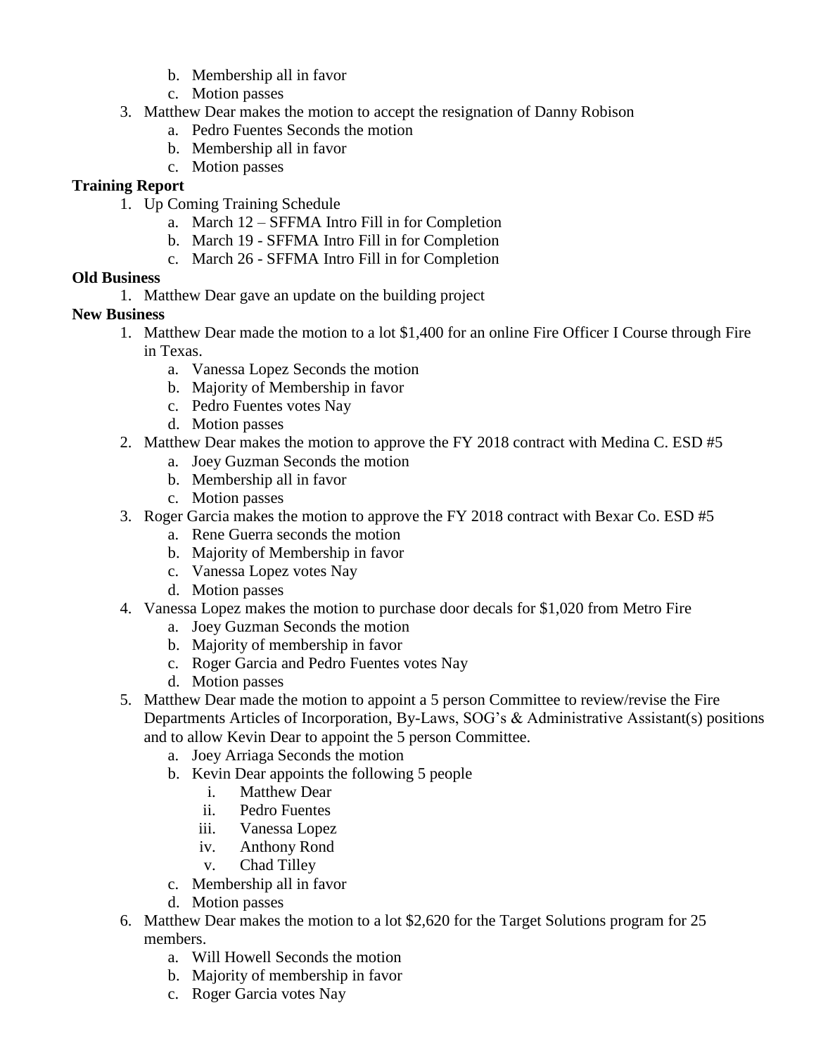b. Membership all in favor
   c. Motion passes
3. Matthew Dear makes the motion to accept the resignation of Danny Robison
   a. Pedro Fuentes Seconds the motion
   b. Membership all in favor
   c. Motion passes

**Training Report**

1. Up Coming Training Schedule
   a. March 12 – SFFMA Intro Fill in for Completion
   b. March 19 - SFFMA Intro Fill in for Completion
   c. March 26 - SFFMA Intro Fill in for Completion

**Old Business**

1. Matthew Dear gave an update on the building project

**New Business**

1. Matthew Dear made the motion to a lot $1,400 for an online Fire Officer I Course through Fire in Texas.
   a. Vanessa Lopez Seconds the motion
   b. Majority of Membership in favor
   c. Pedro Fuentes votes Nay
   d. Motion passes
2. Matthew Dear makes the motion to approve the FY 2018 contract with Medina C. ESD #5
   a. Joey Guzman Seconds the motion
   b. Membership all in favor
   c. Motion passes
3. Roger Garcia makes the motion to approve the FY 2018 contract with Bexar Co. ESD #5
   a. Rene Guerra seconds the motion
   b. Majority of Membership in favor
   c. Vanessa Lopez votes Nay
   d. Motion passes
4. Vanessa Lopez makes the motion to purchase door decals for $1,020 from Metro Fire
   a. Joey Guzman Seconds the motion
   b. Majority of membership in favor
   c. Roger Garcia and Pedro Fuentes votes Nay
   d. Motion passes
5. Matthew Dear made the motion to appoint a 5 person Committee to review/revise the Fire Departments Articles of Incorporation, By-Laws, SOG's & Administrative Assistant(s) positions and to allow Kevin Dear to appoint the 5 person Committee.
   a. Joey Arriaga Seconds the motion
   b. Kevin Dear appoints the following 5 people
      i. Matthew Dear
      ii. Pedro Fuentes
      iii. Vanessa Lopez
      iv. Anthony Rond
      v. Chad Tilley
   c. Membership all in favor
   d. Motion passes
6. Matthew Dear makes the motion to a lot $2,620 for the Target Solutions program for 25 members.
   a. Will Howell Seconds the motion
   b. Majority of membership in favor
   c. Roger Garcia votes Nay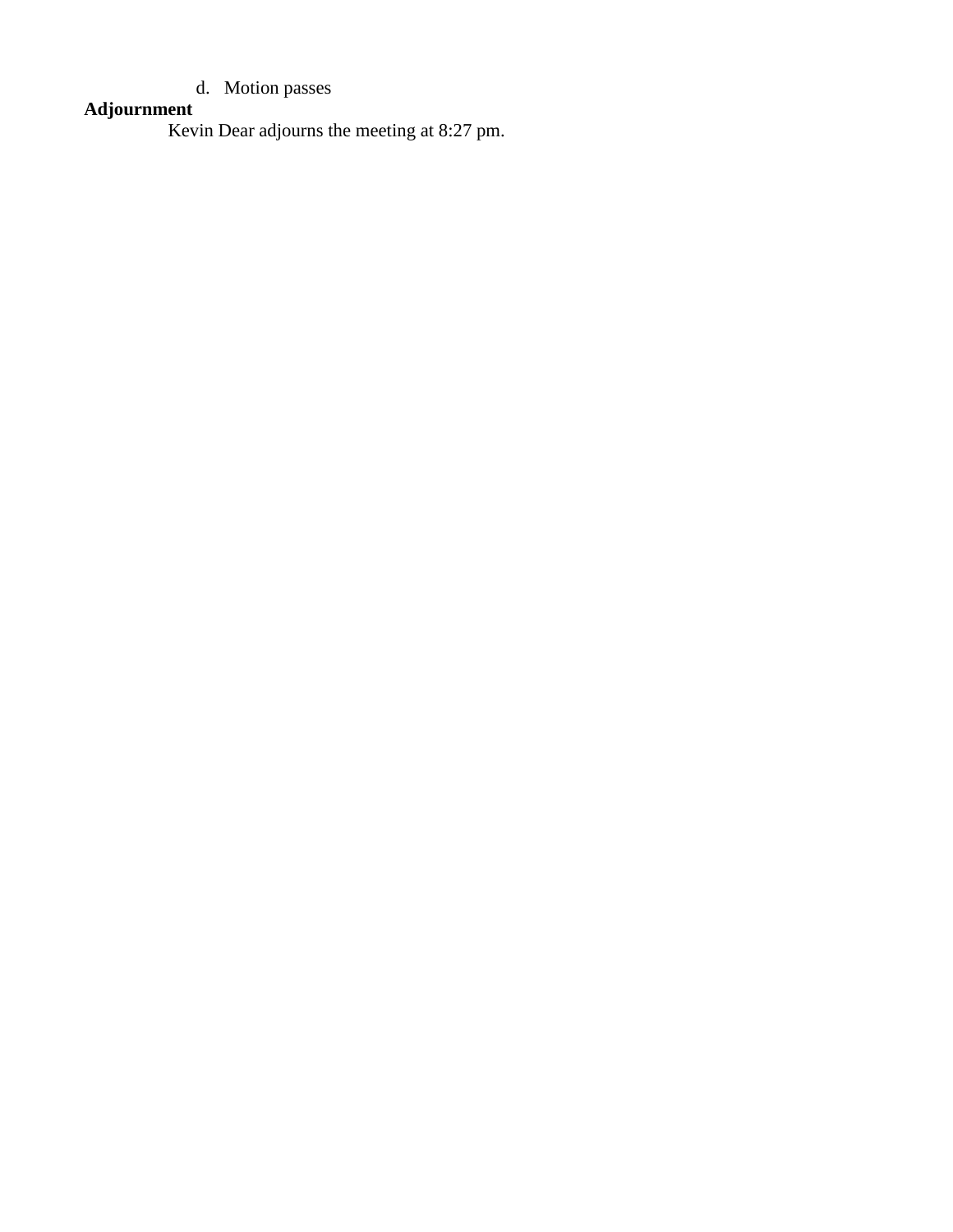d. Motion passes

**Adjournment**

Kevin Dear adjourns the meeting at 8:27 pm.